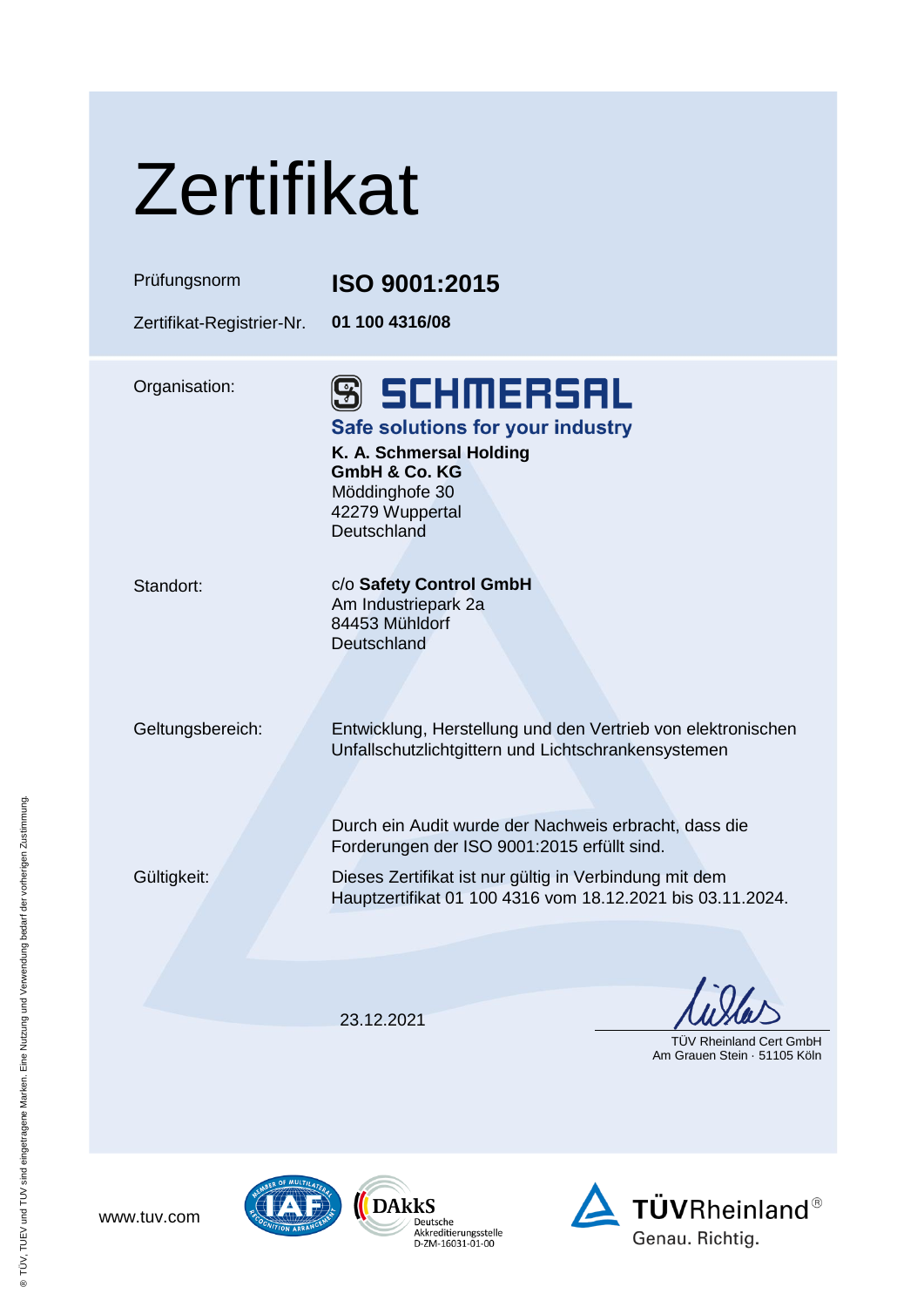# Zertifikat

| | |
|---|---|
| Prüfungsnorm | **ISO 9001:2015** |
| Zertifikat-Registrier-Nr. | **01 100 4316/08** |

Organisation:

SCHMERSAL

**Safe solutions for your industry**

**K. A. Schmersal Holding GmbH & Co. KG**
Möddinghofe 30
42279 Wuppertal
Deutschland

Standort:

c/o **Safety Control GmbH**
Am Industriepark 2a
84453 Mühldorf
Deutschland

Geltungsbereich:

Entwicklung, Herstellung und den Vertrieb von elektronischen Unfallschutzlichtgittern und Lichtschrankensystemen

Durch ein Audit wurde der Nachweis erbracht, dass die Forderungen der ISO 9001:2015 erfüllt sind.

Gültigkeit:

Dieses Zertifikat ist nur gültig in Verbindung mit dem Hauptzertifikat 01 100 4316 vom 18.12.2021 bis 03.11.2024.

23.12.2021

TÜV Rheinland Cert GmbH
Am Grauen Stein · 51105 Köln

www.tuv.com

DAkkS Deutsche Akkreditierungsstelle D-ZM-16031-01-00

TÜVRheinland®
Genau. Richtig.

® TÜV, TUEV und TUV sind eingetragene Marken. Eine Nutzung und Verwendung bedarf der vorherigen Zustimmung.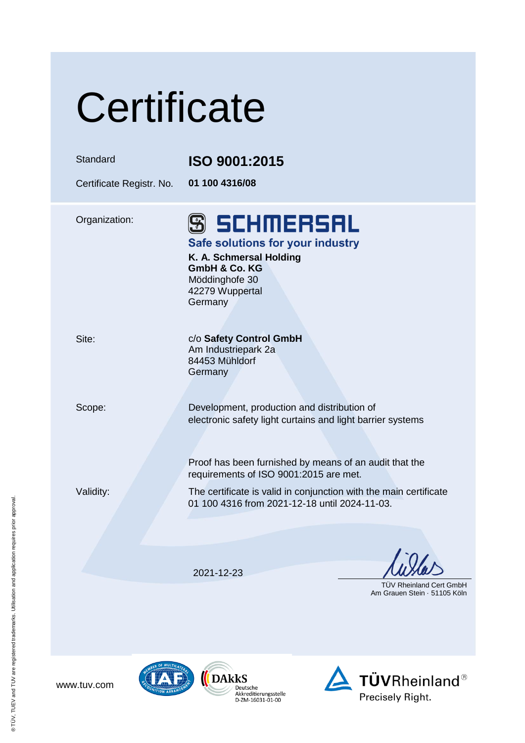# Certificate

| | |
|---|---|
| Standard | **ISO 9001:2015** |
| Certificate Registr. No. | **01 100 4316/08** |

Organization:

SCHMERSAL
Safe solutions for your industry

**K. A. Schmersal Holding GmbH & Co. KG**
Möddinghofe 30
42279 Wuppertal
Germany

Site:

c/o **Safety Control GmbH**
Am Industriepark 2a
84453 Mühldorf
Germany

Scope:

Development, production and distribution of electronic safety light curtains and light barrier systems

Proof has been furnished by means of an audit that the requirements of ISO 9001:2015 are met.

Validity:

The certificate is valid in conjunction with the main certificate 01 100 4316 from 2021-12-18 until 2024-11-03.

2021-12-23

TÜV Rheinland Cert GmbH
Am Grauen Stein · 51105 Köln

www.tuv.com

DAkkS Deutsche Akkreditierungsstelle D-ZM-16031-01-00

TÜVRheinland®
Precisely Right.

® TÜV, TUEV and TUV are registered trademarks. Utilisation and application requires prior approval.